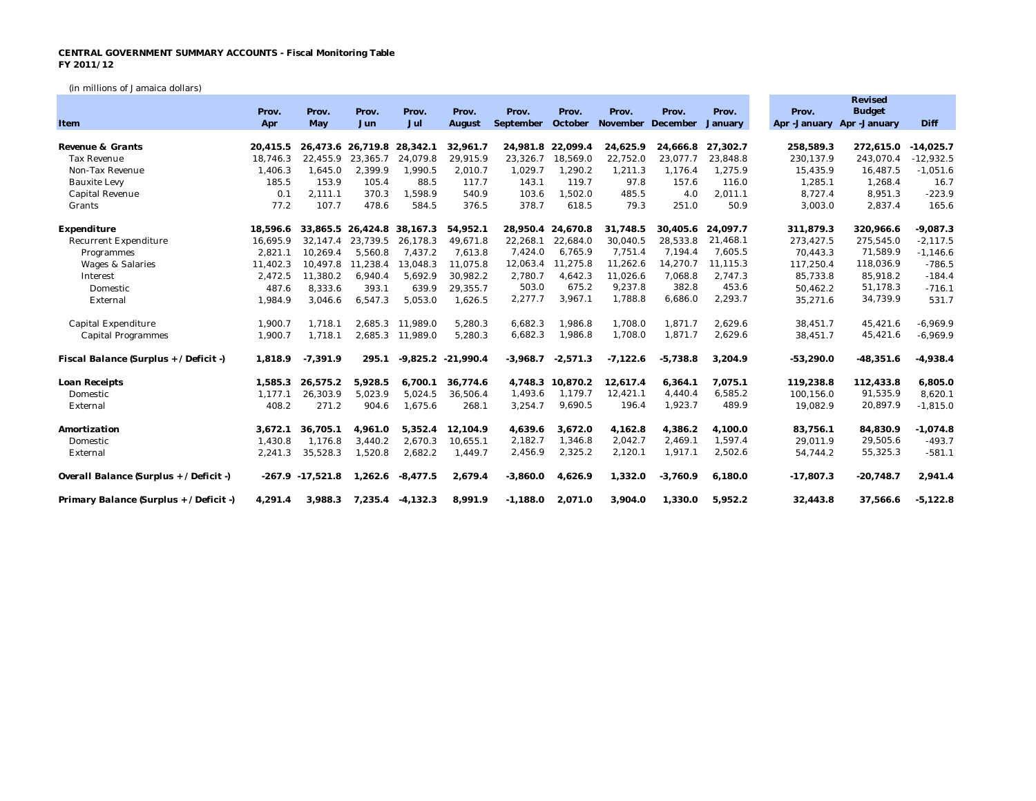**CENTRAL GOVERNMENT SUMMARY ACCOUNTS - Fiscal Monitoring Table**
**FY 2011/12**

(in millions of Jamaica dollars)

| Item | Prov. Apr | Prov. May | Prov. Jun | Prov. Jul | Prov. August | Prov. September | Prov. October | Prov. November | Prov. December | Prov. January | Prov. Apr -January | Revised Budget Apr -January | Diff |
|---|---|---|---|---|---|---|---|---|---|---|---|---|---|
| **Revenue & Grants** | **20,415.5** | **26,473.6** | **26,719.8** | **28,342.1** | **32,961.7** | **24,981.8** | **22,099.4** | **24,625.9** | **24,666.8** | **27,302.7** | **258,589.3** | **272,615.0** | **-14,025.7** |
| Tax Revenue | 18,746.3 | 22,455.9 | 23,365.7 | 24,079.8 | 29,915.9 | 23,326.7 | 18,569.0 | 22,752.0 | 23,077.7 | 23,848.8 | 230,137.9 | 243,070.4 | -12,932.5 |
| Non-Tax Revenue | 1,406.3 | 1,645.0 | 2,399.9 | 1,990.5 | 2,010.7 | 1,029.7 | 1,290.2 | 1,211.3 | 1,176.4 | 1,275.9 | 15,435.9 | 16,487.5 | -1,051.6 |
| Bauxite Levy | 185.5 | 153.9 | 105.4 | 88.5 | 117.7 | 143.1 | 119.7 | 97.8 | 157.6 | 116.0 | 1,285.1 | 1,268.4 | 16.7 |
| Capital Revenue | 0.1 | 2,111.1 | 370.3 | 1,598.9 | 540.9 | 103.6 | 1,502.0 | 485.5 | 4.0 | 2,011.1 | 8,727.4 | 8,951.3 | -223.9 |
| Grants | 77.2 | 107.7 | 478.6 | 584.5 | 376.5 | 378.7 | 618.5 | 79.3 | 251.0 | 50.9 | 3,003.0 | 2,837.4 | 165.6 |
| **Expenditure** | **18,596.6** | **33,865.5** | **26,424.8** | **38,167.3** | **54,952.1** | **28,950.4** | **24,670.8** | **31,748.5** | **30,405.6** | **24,097.7** | **311,879.3** | **320,966.6** | **-9,087.3** |
| Recurrent Expenditure | 16,695.9 | 32,147.4 | 23,739.5 | 26,178.3 | 49,671.8 | 22,268.1 | 22,684.0 | 30,040.5 | 28,533.8 | 21,468.1 | 273,427.5 | 275,545.0 | -2,117.5 |
| Programmes | 2,821.1 | 10,269.4 | 5,560.8 | 7,437.2 | 7,613.8 | 7,424.0 | 6,765.9 | 7,751.4 | 7,194.4 | 7,605.5 | 70,443.3 | 71,589.9 | -1,146.6 |
| Wages & Salaries | 11,402.3 | 10,497.8 | 11,238.4 | 13,048.3 | 11,075.8 | 12,063.4 | 11,275.8 | 11,262.6 | 14,270.7 | 11,115.3 | 117,250.4 | 118,036.9 | -786.5 |
| Interest | 2,472.5 | 11,380.2 | 6,940.4 | 5,692.9 | 30,982.2 | 2,780.7 | 4,642.3 | 11,026.6 | 7,068.8 | 2,747.3 | 85,733.8 | 85,918.2 | -184.4 |
| Domestic | 487.6 | 8,333.6 | 393.1 | 639.9 | 29,355.7 | 503.0 | 675.2 | 9,237.8 | 382.8 | 453.6 | 50,462.2 | 51,178.3 | -716.1 |
| External | 1,984.9 | 3,046.6 | 6,547.3 | 5,053.0 | 1,626.5 | 2,277.7 | 3,967.1 | 1,788.8 | 6,686.0 | 2,293.7 | 35,271.6 | 34,739.9 | 531.7 |
| Capital Expenditure | 1,900.7 | 1,718.1 | 2,685.3 | 11,989.0 | 5,280.3 | 6,682.3 | 1,986.8 | 1,708.0 | 1,871.7 | 2,629.6 | 38,451.7 | 45,421.6 | -6,969.9 |
| Capital Programmes | 1,900.7 | 1,718.1 | 2,685.3 | 11,989.0 | 5,280.3 | 6,682.3 | 1,986.8 | 1,708.0 | 1,871.7 | 2,629.6 | 38,451.7 | 45,421.6 | -6,969.9 |
| **Fiscal Balance (Surplus + / Deficit -)** | **1,818.9** | **-7,391.9** | **295.1** | **-9,825.2** | **-21,990.4** | **-3,968.7** | **-2,571.3** | **-7,122.6** | **-5,738.8** | **3,204.9** | **-53,290.0** | **-48,351.6** | **-4,938.4** |
| **Loan Receipts** | **1,585.3** | **26,575.2** | **5,928.5** | **6,700.1** | **36,774.6** | **4,748.3** | **10,870.2** | **12,617.4** | **6,364.1** | **7,075.1** | **119,238.8** | **112,433.8** | **6,805.0** |
| Domestic | 1,177.1 | 26,303.9 | 5,023.9 | 5,024.5 | 36,506.4 | 1,493.6 | 1,179.7 | 12,421.1 | 4,440.4 | 6,585.2 | 100,156.0 | 91,535.9 | 8,620.1 |
| External | 408.2 | 271.2 | 904.6 | 1,675.6 | 268.1 | 3,254.7 | 9,690.5 | 196.4 | 1,923.7 | 489.9 | 19,082.9 | 20,897.9 | -1,815.0 |
| **Amortization** | **3,672.1** | **36,705.1** | **4,961.0** | **5,352.4** | **12,104.9** | **4,639.6** | **3,672.0** | **4,162.8** | **4,386.2** | **4,100.0** | **83,756.1** | **84,830.9** | **-1,074.8** |
| Domestic | 1,430.8 | 1,176.8 | 3,440.2 | 2,670.3 | 10,655.1 | 2,182.7 | 1,346.8 | 2,042.7 | 2,469.1 | 1,597.4 | 29,011.9 | 29,505.6 | -493.7 |
| External | 2,241.3 | 35,528.3 | 1,520.8 | 2,682.2 | 1,449.7 | 2,456.9 | 2,325.2 | 2,120.1 | 1,917.1 | 2,502.6 | 54,744.2 | 55,325.3 | -581.1 |
| **Overall Balance (Surplus + / Deficit -)** | **-267.9** | **-17,521.8** | **1,262.6** | **-8,477.5** | **2,679.4** | **-3,860.0** | **4,626.9** | **1,332.0** | **-3,760.9** | **6,180.0** | **-17,807.3** | **-20,748.7** | **2,941.4** |
| **Primary Balance (Surplus + / Deficit -)** | **4,291.4** | **3,988.3** | **7,235.4** | **-4,132.3** | **8,991.9** | **-1,188.0** | **2,071.0** | **3,904.0** | **1,330.0** | **5,952.2** | **32,443.8** | **37,566.6** | **-5,122.8** |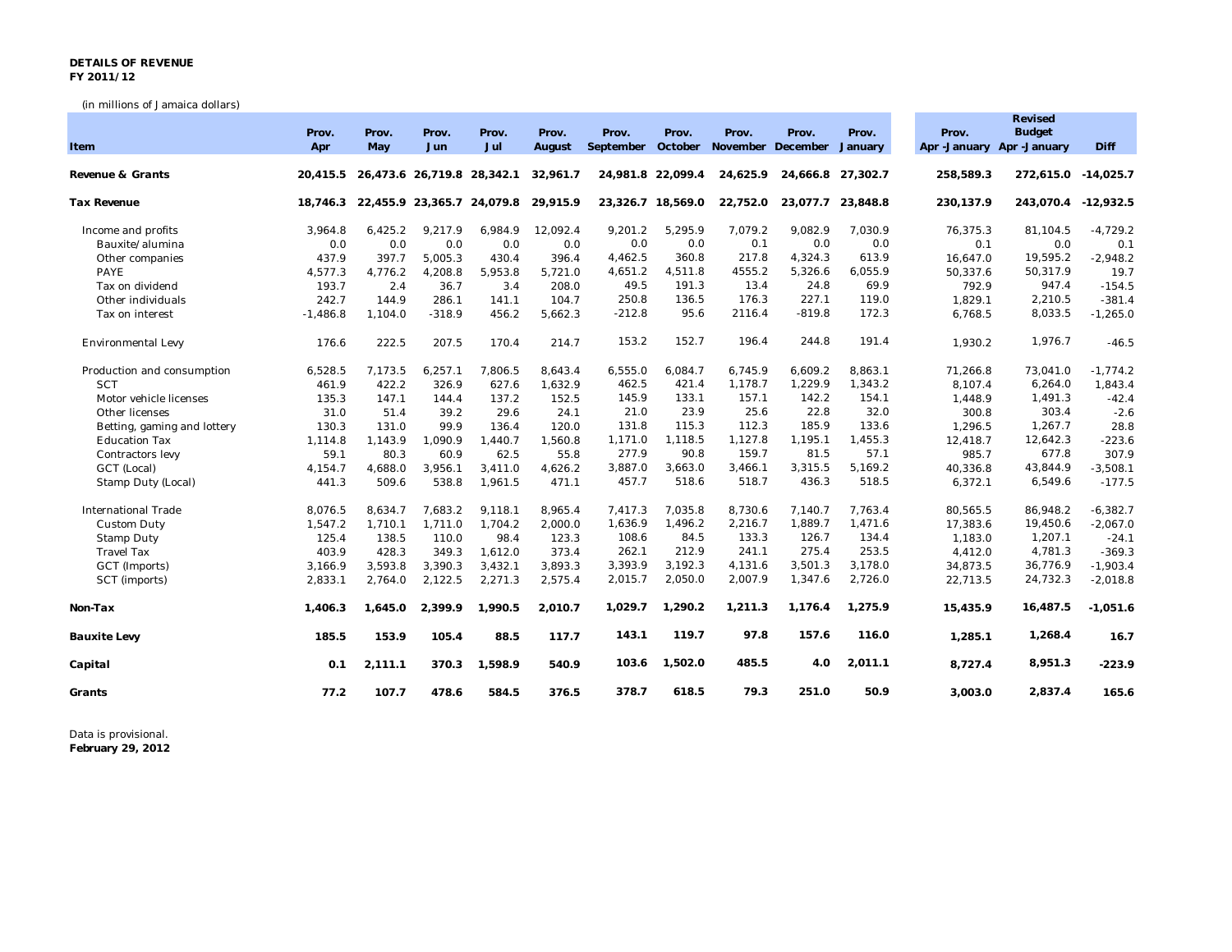**DETAILS OF REVENUE**
**FY 2011/12**

(in millions of Jamaica dollars)

| Item | Prov. Apr | Prov. May | Prov. Jun | Prov. Jul | Prov. August | Prov. September | Prov. October | Prov. November | Prov. December | Prov. January | Prov. Apr -January | Revised Budget Apr -January | Diff |
|---|---|---|---|---|---|---|---|---|---|---|---|---|---|
| **Revenue & Grants** | **20,415.5** | **26,473.6** | **26,719.8** | **28,342.1** | **32,961.7** | **24,981.8** | **22,099.4** | **24,625.9** | **24,666.8** | **27,302.7** | **258,589.3** | **272,615.0** | **-14,025.7** |
| **Tax Revenue** | **18,746.3** | **22,455.9** | **23,365.7** | **24,079.8** | **29,915.9** | **23,326.7** | **18,569.0** | **22,752.0** | **23,077.7** | **23,848.8** | **230,137.9** | **243,070.4** | **-12,932.5** |
| Income and profits | 3,964.8 | 6,425.2 | 9,217.9 | 6,984.9 | 12,092.4 | 9,201.2 | 5,295.9 | 7,079.2 | 9,082.9 | 7,030.9 | 76,375.3 | 81,104.5 | -4,729.2 |
| Bauxite/alumina | 0.0 | 0.0 | 0.0 | 0.0 | 0.0 | 0.0 | 0.0 | 0.1 | 0.0 | 0.0 | 0.1 | 0.0 | 0.1 |
| Other companies | 437.9 | 397.7 | 5,005.3 | 430.4 | 396.4 | 4,462.5 | 360.8 | 217.8 | 4,324.3 | 613.9 | 16,647.0 | 19,595.2 | -2,948.2 |
| PAYE | 4,577.3 | 4,776.2 | 4,208.8 | 5,953.8 | 5,721.0 | 4,651.2 | 4,511.8 | 4555.2 | 5,326.6 | 6,055.9 | 50,337.6 | 50,317.9 | 19.7 |
| Tax on dividend | 193.7 | 2.4 | 36.7 | 3.4 | 208.0 | 49.5 | 191.3 | 13.4 | 24.8 | 69.9 | 792.9 | 947.4 | -154.5 |
| Other individuals | 242.7 | 144.9 | 286.1 | 141.1 | 104.7 | 250.8 | 136.5 | 176.3 | 227.1 | 119.0 | 1,829.1 | 2,210.5 | -381.4 |
| Tax on interest | -1,486.8 | 1,104.0 | -318.9 | 456.2 | 5,662.3 | -212.8 | 95.6 | 2116.4 | -819.8 | 172.3 | 6,768.5 | 8,033.5 | -1,265.0 |
| Environmental Levy | 176.6 | 222.5 | 207.5 | 170.4 | 214.7 | 153.2 | 152.7 | 196.4 | 244.8 | 191.4 | 1,930.2 | 1,976.7 | -46.5 |
| Production and consumption | 6,528.5 | 7,173.5 | 6,257.1 | 7,806.5 | 8,643.4 | 6,555.0 | 6,084.7 | 6,745.9 | 6,609.2 | 8,863.1 | 71,266.8 | 73,041.0 | -1,774.2 |
| SCT | 461.9 | 422.2 | 326.9 | 627.6 | 1,632.9 | 462.5 | 421.4 | 1,178.7 | 1,229.9 | 1,343.2 | 8,107.4 | 6,264.0 | 1,843.4 |
| Motor vehicle licenses | 135.3 | 147.1 | 144.4 | 137.2 | 152.5 | 145.9 | 133.1 | 157.1 | 142.2 | 154.1 | 1,448.9 | 1,491.3 | -42.4 |
| Other licenses | 31.0 | 51.4 | 39.2 | 29.6 | 24.1 | 21.0 | 23.9 | 25.6 | 22.8 | 32.0 | 300.8 | 303.4 | -2.6 |
| Betting, gaming and lottery | 130.3 | 131.0 | 99.9 | 136.4 | 120.0 | 131.8 | 115.3 | 112.3 | 185.9 | 133.6 | 1,296.5 | 1,267.7 | 28.8 |
| Education Tax | 1,114.8 | 1,143.9 | 1,090.9 | 1,440.7 | 1,560.8 | 1,171.0 | 1,118.5 | 1,127.8 | 1,195.1 | 1,455.3 | 12,418.7 | 12,642.3 | -223.6 |
| Contractors levy | 59.1 | 80.3 | 60.9 | 62.5 | 55.8 | 277.9 | 90.8 | 159.7 | 81.5 | 57.1 | 985.7 | 677.8 | 307.9 |
| GCT (Local) | 4,154.7 | 4,688.0 | 3,956.1 | 3,411.0 | 4,626.2 | 3,887.0 | 3,663.0 | 3,466.1 | 3,315.5 | 5,169.2 | 40,336.8 | 43,844.9 | -3,508.1 |
| Stamp Duty (Local) | 441.3 | 509.6 | 538.8 | 1,961.5 | 471.1 | 457.7 | 518.6 | 518.7 | 436.3 | 518.5 | 6,372.1 | 6,549.6 | -177.5 |
| International Trade | 8,076.5 | 8,634.7 | 7,683.2 | 9,118.1 | 8,965.4 | 7,417.3 | 7,035.8 | 8,730.6 | 7,140.7 | 7,763.4 | 80,565.5 | 86,948.2 | -6,382.7 |
| Custom Duty | 1,547.2 | 1,710.1 | 1,711.0 | 1,704.2 | 2,000.0 | 1,636.9 | 1,496.2 | 2,216.7 | 1,889.7 | 1,471.6 | 17,383.6 | 19,450.6 | -2,067.0 |
| Stamp Duty | 125.4 | 138.5 | 110.0 | 98.4 | 123.3 | 108.6 | 84.5 | 133.3 | 126.7 | 134.4 | 1,183.0 | 1,207.1 | -24.1 |
| Travel Tax | 403.9 | 428.3 | 349.3 | 1,612.0 | 373.4 | 262.1 | 212.9 | 241.1 | 275.4 | 253.5 | 4,412.0 | 4,781.3 | -369.3 |
| GCT (Imports) | 3,166.9 | 3,593.8 | 3,390.3 | 3,432.1 | 3,893.3 | 3,393.9 | 3,192.3 | 4,131.6 | 3,501.3 | 3,178.0 | 34,873.5 | 36,776.9 | -1,903.4 |
| SCT (imports) | 2,833.1 | 2,764.0 | 2,122.5 | 2,271.3 | 2,575.4 | 2,015.7 | 2,050.0 | 2,007.9 | 1,347.6 | 2,726.0 | 22,713.5 | 24,732.3 | -2,018.8 |
| **Non-Tax** | **1,406.3** | **1,645.0** | **2,399.9** | **1,990.5** | **2,010.7** | **1,029.7** | **1,290.2** | **1,211.3** | **1,176.4** | **1,275.9** | **15,435.9** | **16,487.5** | **-1,051.6** |
| **Bauxite Levy** | **185.5** | **153.9** | **105.4** | **88.5** | **117.7** | **143.1** | **119.7** | **97.8** | **157.6** | **116.0** | **1,285.1** | **1,268.4** | **16.7** |
| **Capital** | **0.1** | **2,111.1** | **370.3** | **1,598.9** | **540.9** | **103.6** | **1,502.0** | **485.5** | **4.0** | **2,011.1** | **8,727.4** | **8,951.3** | **-223.9** |
| **Grants** | **77.2** | **107.7** | **478.6** | **584.5** | **376.5** | **378.7** | **618.5** | **79.3** | **251.0** | **50.9** | **3,003.0** | **2,837.4** | **165.6** |

Data is provisional.
**February 29, 2012**